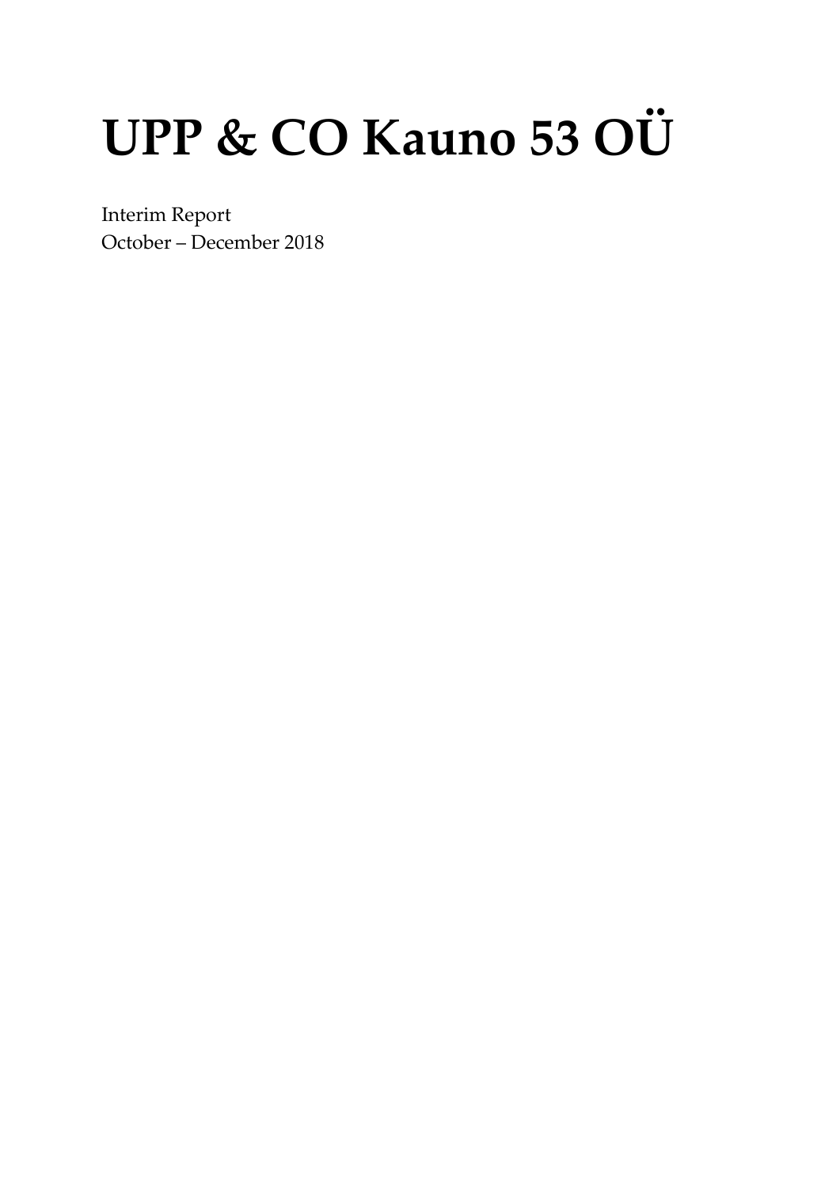# UPP & CO Kauno 53 OÜ

Interim Report
October – December 2018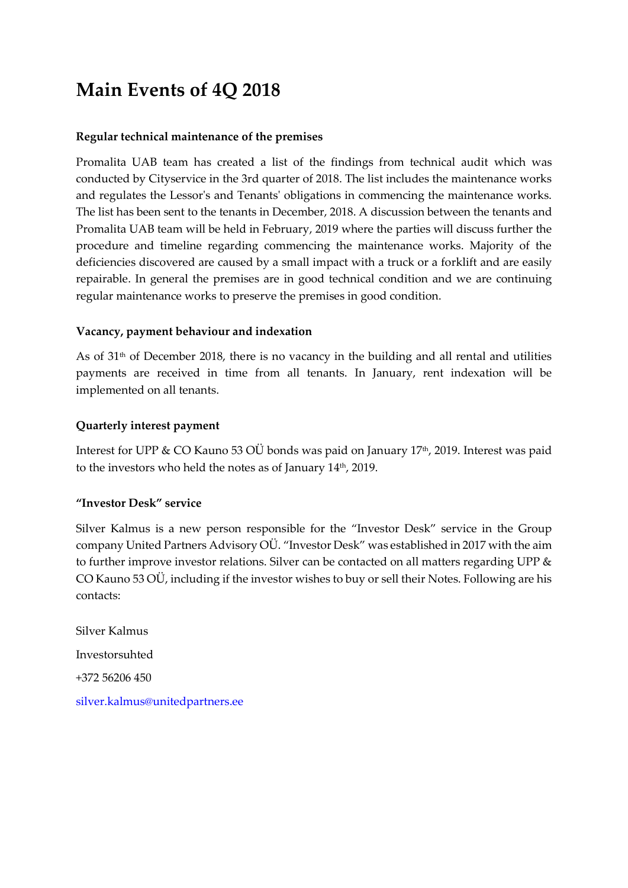# Main Events of 4Q 2018

**Regular technical maintenance of the premises**

Promalita UAB team has created a list of the findings from technical audit which was conducted by Cityservice in the 3rd quarter of 2018. The list includes the maintenance works and regulates the Lessor's and Tenants' obligations in commencing the maintenance works. The list has been sent to the tenants in December, 2018. A discussion between the tenants and Promalita UAB team will be held in February, 2019 where the parties will discuss further the procedure and timeline regarding commencing the maintenance works. Majority of the deficiencies discovered are caused by a small impact with a truck or a forklift and are easily repairable. In general the premises are in good technical condition and we are continuing regular maintenance works to preserve the premises in good condition.

**Vacancy, payment behaviour and indexation**

As of 31th of December 2018, there is no vacancy in the building and all rental and utilities payments are received in time from all tenants. In January, rent indexation will be implemented on all tenants.

**Quarterly interest payment**

Interest for UPP & CO Kauno 53 OÜ bonds was paid on January 17th, 2019. Interest was paid to the investors who held the notes as of January 14th, 2019.

**"Investor Desk" service**

Silver Kalmus is a new person responsible for the "Investor Desk" service in the Group company United Partners Advisory OÜ. "Investor Desk" was established in 2017 with the aim to further improve investor relations. Silver can be contacted on all matters regarding UPP & CO Kauno 53 OÜ, including if the investor wishes to buy or sell their Notes. Following are his contacts:

Silver Kalmus

Investorsuhted

+372 56206 450

silver.kalmus@unitedpartners.ee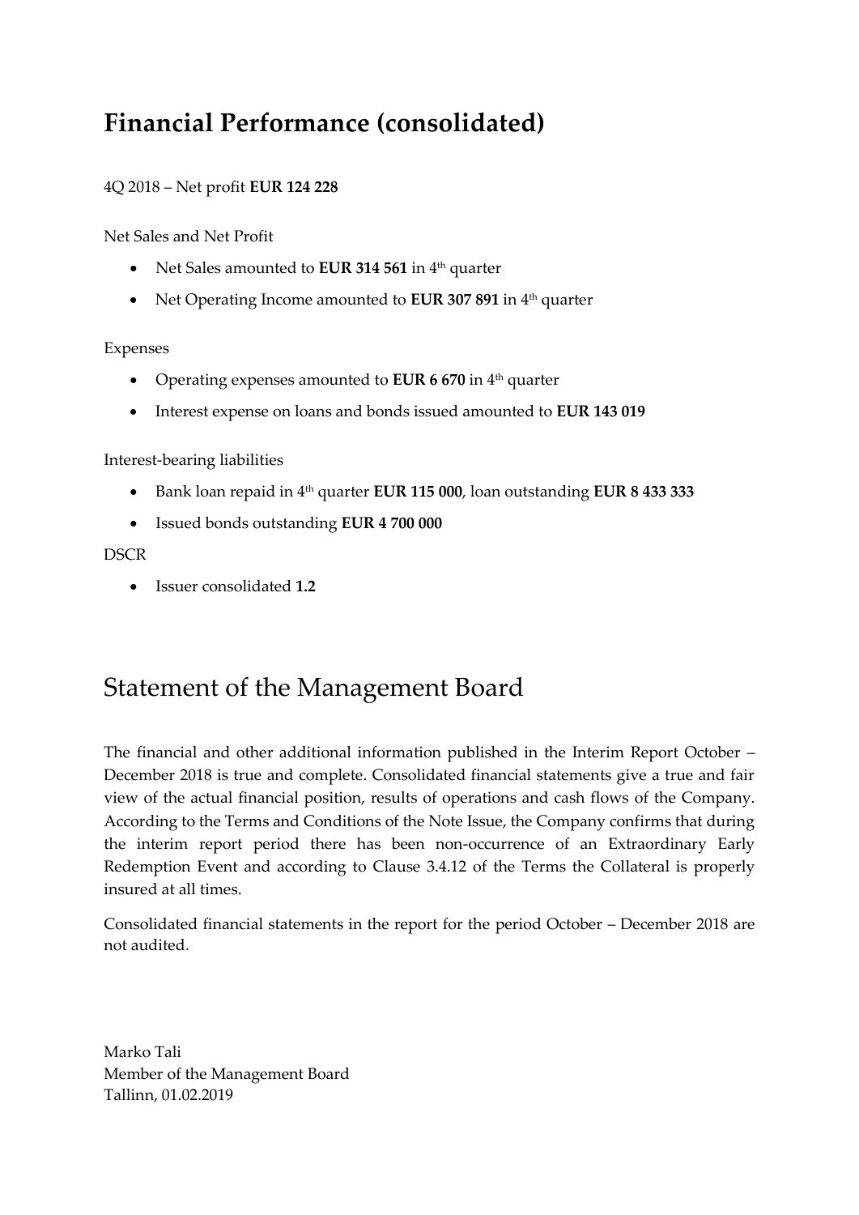# Financial Performance (consolidated)

4Q 2018 – Net profit **EUR 124 228**

Net Sales and Net Profit

- Net Sales amounted to **EUR 314 561** in 4th quarter
- Net Operating Income amounted to **EUR 307 891** in 4th quarter

Expenses

- Operating expenses amounted to **EUR 6 670** in 4th quarter
- Interest expense on loans and bonds issued amounted to **EUR 143 019**

Interest-bearing liabilities

- Bank loan repaid in 4th quarter **EUR 115 000**, loan outstanding **EUR 8 433 333**
- Issued bonds outstanding **EUR 4 700 000**

DSCR

- Issuer consolidated **1.2**

# Statement of the Management Board

The financial and other additional information published in the Interim Report October – December 2018 is true and complete. Consolidated financial statements give a true and fair view of the actual financial position, results of operations and cash flows of the Company. According to the Terms and Conditions of the Note Issue, the Company confirms that during the interim report period there has been non-occurrence of an Extraordinary Early Redemption Event and according to Clause 3.4.12 of the Terms the Collateral is properly insured at all times.

Consolidated financial statements in the report for the period October – December 2018 are not audited.

Marko Tali
Member of the Management Board
Tallinn, 01.02.2019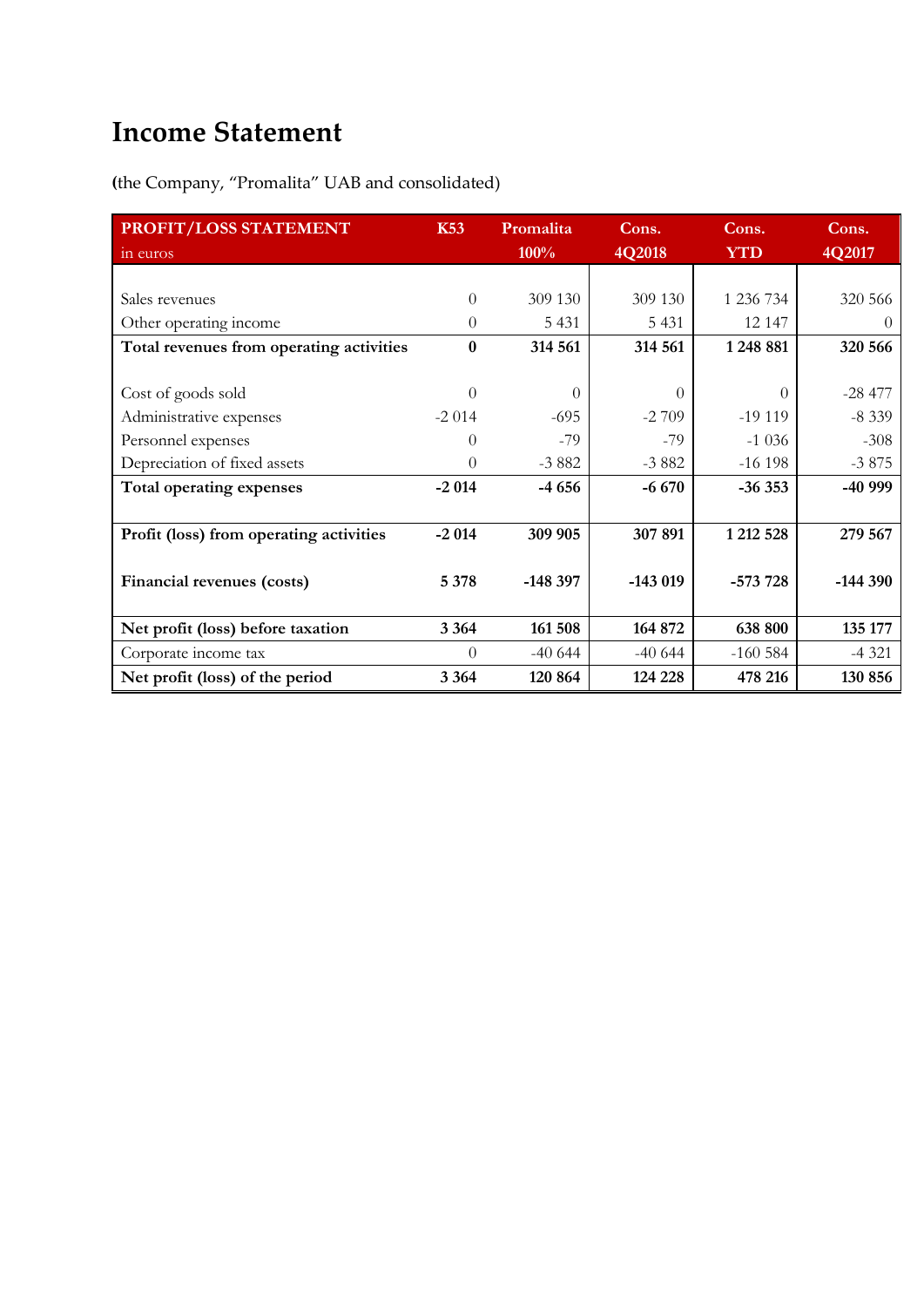# Income Statement

**(**the Company, “Promalita” UAB and consolidated)

| PROFIT/LOSS STATEMENT<br>in euros | K53 | Promalita 100% | Cons. 4Q2018 | Cons. YTD | Cons. 4Q2017 |
|---|---|---|---|---|---|
| Sales revenues | 0 | 309 130 | 309 130 | 1 236 734 | 320 566 |
| Other operating income | 0 | 5 431 | 5 431 | 12 147 | 0 |
| **Total revenues from operating activities** | **0** | **314 561** | **314 561** | **1 248 881** | **320 566** |
| Cost of goods sold | 0 | 0 | 0 | 0 | -28 477 |
| Administrative expenses | -2 014 | -695 | -2 709 | -19 119 | -8 339 |
| Personnel expenses | 0 | -79 | -79 | -1 036 | -308 |
| Depreciation of fixed assets | 0 | -3 882 | -3 882 | -16 198 | -3 875 |
| **Total operating expenses** | **-2 014** | **-4 656** | **-6 670** | **-36 353** | **-40 999** |
| **Profit (loss) from operating activities** | **-2 014** | **309 905** | **307 891** | **1 212 528** | **279 567** |
| **Financial revenues (costs)** | **5 378** | **-148 397** | **-143 019** | **-573 728** | **-144 390** |
| **Net profit (loss) before taxation** | **3 364** | **161 508** | **164 872** | **638 800** | **135 177** |
| Corporate income tax | 0 | -40 644 | -40 644 | -160 584 | -4 321 |
| **Net profit (loss) of the period** | **3 364** | **120 864** | **124 228** | **478 216** | **130 856** |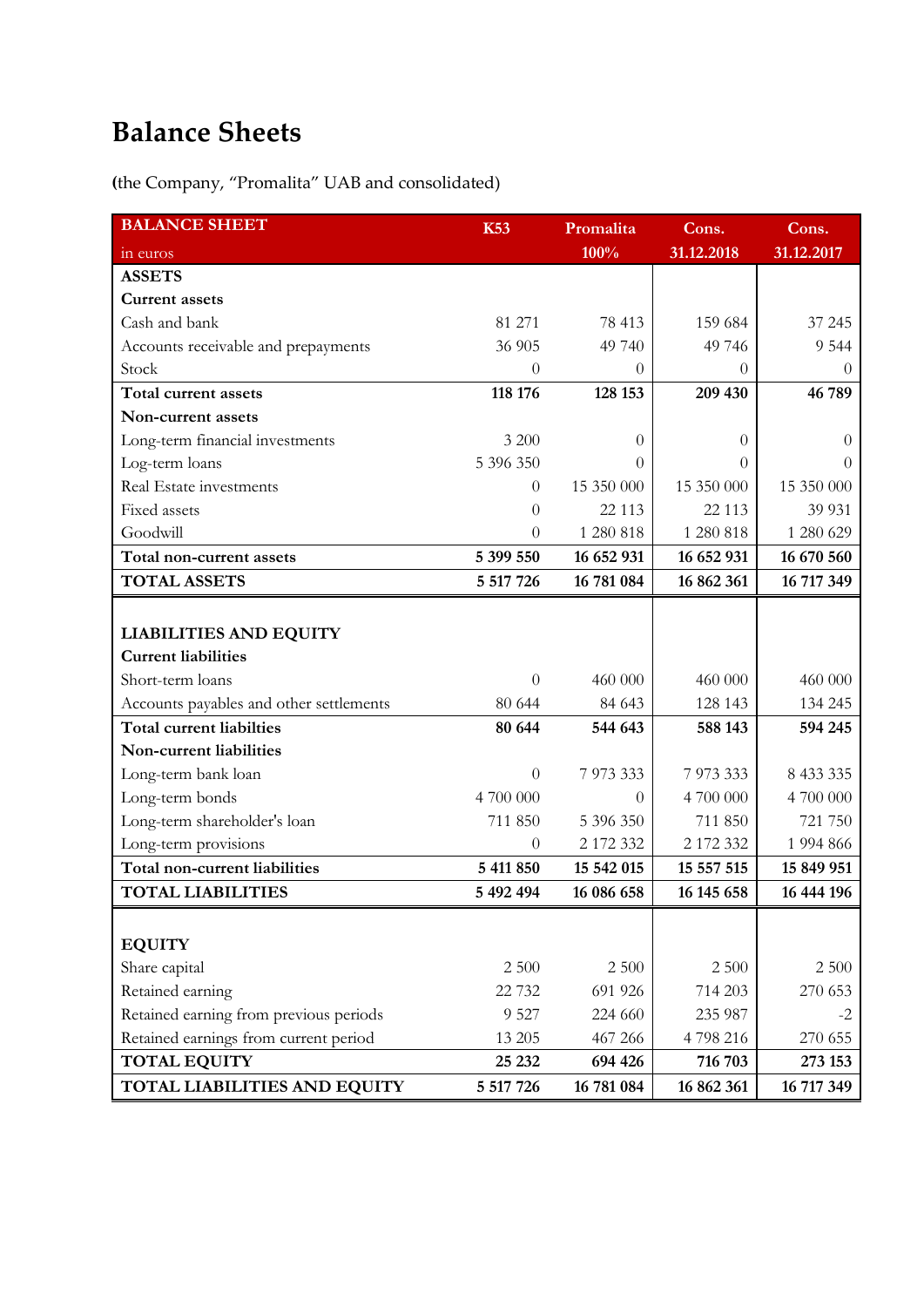# Balance Sheets

**(**the Company, "Promalita" UAB and consolidated)

| BALANCE SHEET<br>in euros | K53 | Promalita<br>100% | Cons.<br>31.12.2018 | Cons.<br>31.12.2017 |
|---|---|---|---|---|
| **ASSETS** | | | | |
| **Current assets** | | | | |
| Cash and bank | 81 271 | 78 413 | 159 684 | 37 245 |
| Accounts receivable and prepayments | 36 905 | 49 740 | 49 746 | 9 544 |
| Stock | 0 | 0 | 0 | 0 |
| **Total current assets** | **118 176** | **128 153** | **209 430** | **46 789** |
| **Non-current assets** | | | | |
| Long-term financial investments | 3 200 | 0 | 0 | 0 |
| Log-term loans | 5 396 350 | 0 | 0 | 0 |
| Real Estate investments | 0 | 15 350 000 | 15 350 000 | 15 350 000 |
| Fixed assets | 0 | 22 113 | 22 113 | 39 931 |
| Goodwill | 0 | 1 280 818 | 1 280 818 | 1 280 629 |
| **Total non-current assets** | **5 399 550** | **16 652 931** | **16 652 931** | **16 670 560** |
| **TOTAL ASSETS** | **5 517 726** | **16 781 084** | **16 862 361** | **16 717 349** |
| | | | | |
| **LIABILITIES AND EQUITY** | | | | |
| **Current liabilities** | | | | |
| Short-term loans | 0 | 460 000 | 460 000 | 460 000 |
| Accounts payables and other settlements | 80 644 | 84 643 | 128 143 | 134 245 |
| **Total current liabilties** | **80 644** | **544 643** | **588 143** | **594 245** |
| **Non-current liabilities** | | | | |
| Long-term bank loan | 0 | 7 973 333 | 7 973 333 | 8 433 335 |
| Long-term bonds | 4 700 000 | 0 | 4 700 000 | 4 700 000 |
| Long-term shareholder's loan | 711 850 | 5 396 350 | 711 850 | 721 750 |
| Long-term provisions | 0 | 2 172 332 | 2 172 332 | 1 994 866 |
| **Total non-current liabilities** | **5 411 850** | **15 542 015** | **15 557 515** | **15 849 951** |
| **TOTAL LIABILITIES** | **5 492 494** | **16 086 658** | **16 145 658** | **16 444 196** |
| | | | | |
| **EQUITY** | | | | |
| Share capital | 2 500 | 2 500 | 2 500 | 2 500 |
| Retained earning | 22 732 | 691 926 | 714 203 | 270 653 |
| Retained earning from previous periods | 9 527 | 224 660 | 235 987 | -2 |
| Retained earnings from current period | 13 205 | 467 266 | 4 798 216 | 270 655 |
| **TOTAL EQUITY** | **25 232** | **694 426** | **716 703** | **273 153** |
| **TOTAL LIABILITIES AND EQUITY** | **5 517 726** | **16 781 084** | **16 862 361** | **16 717 349** |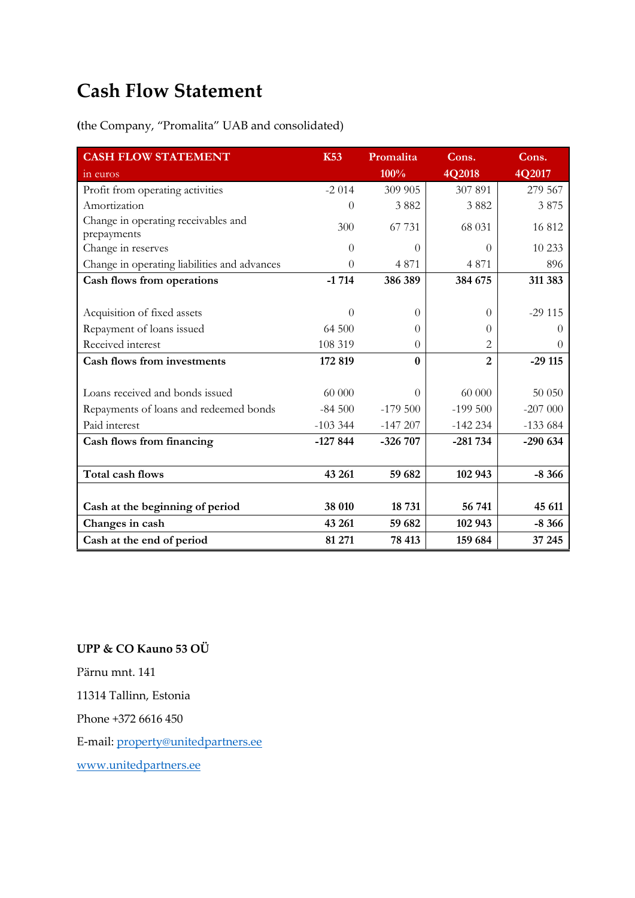# Cash Flow Statement

**(**the Company, "Promalita" UAB and consolidated)

| CASH FLOW STATEMENT in euros | K53 | Promalita 100% | Cons. 4Q2018 | Cons. 4Q2017 |
|---|---|---|---|---|
| Profit from operating activities | -2 014 | 309 905 | 307 891 | 279 567 |
| Amortization | 0 | 3 882 | 3 882 | 3 875 |
| Change in operating receivables and prepayments | 300 | 67 731 | 68 031 | 16 812 |
| Change in reserves | 0 | 0 | 0 | 10 233 |
| Change in operating liabilities and advances | 0 | 4 871 | 4 871 | 896 |
| **Cash flows from operations** | **-1 714** | **386 389** | **384 675** | **311 383** |
| | | | | |
| Acquisition of fixed assets | 0 | 0 | 0 | -29 115 |
| Repayment of loans issued | 64 500 | 0 | 0 | 0 |
| Received interest | 108 319 | 0 | 2 | 0 |
| **Cash flows from investments** | **172 819** | **0** | **2** | **-29 115** |
| | | | | |
| Loans received and bonds issued | 60 000 | 0 | 60 000 | 50 050 |
| Repayments of loans and redeemed bonds | -84 500 | -179 500 | -199 500 | -207 000 |
| Paid interest | -103 344 | -147 207 | -142 234 | -133 684 |
| **Cash flows from financing** | **-127 844** | **-326 707** | **-281 734** | **-290 634** |
| | | | | |
| **Total cash flows** | **43 261** | **59 682** | **102 943** | **-8 366** |
| | | | | |
| **Cash at the beginning of period** | **38 010** | **18 731** | **56 741** | **45 611** |
| **Changes in cash** | **43 261** | **59 682** | **102 943** | **-8 366** |
| **Cash at the end of period** | **81 271** | **78 413** | **159 684** | **37 245** |

**UPP & CO Kauno 53 OÜ**

Pärnu mnt. 141

11314 Tallinn, Estonia

Phone +372 6616 450

E-mail: property@unitedpartners.ee

www.unitedpartners.ee